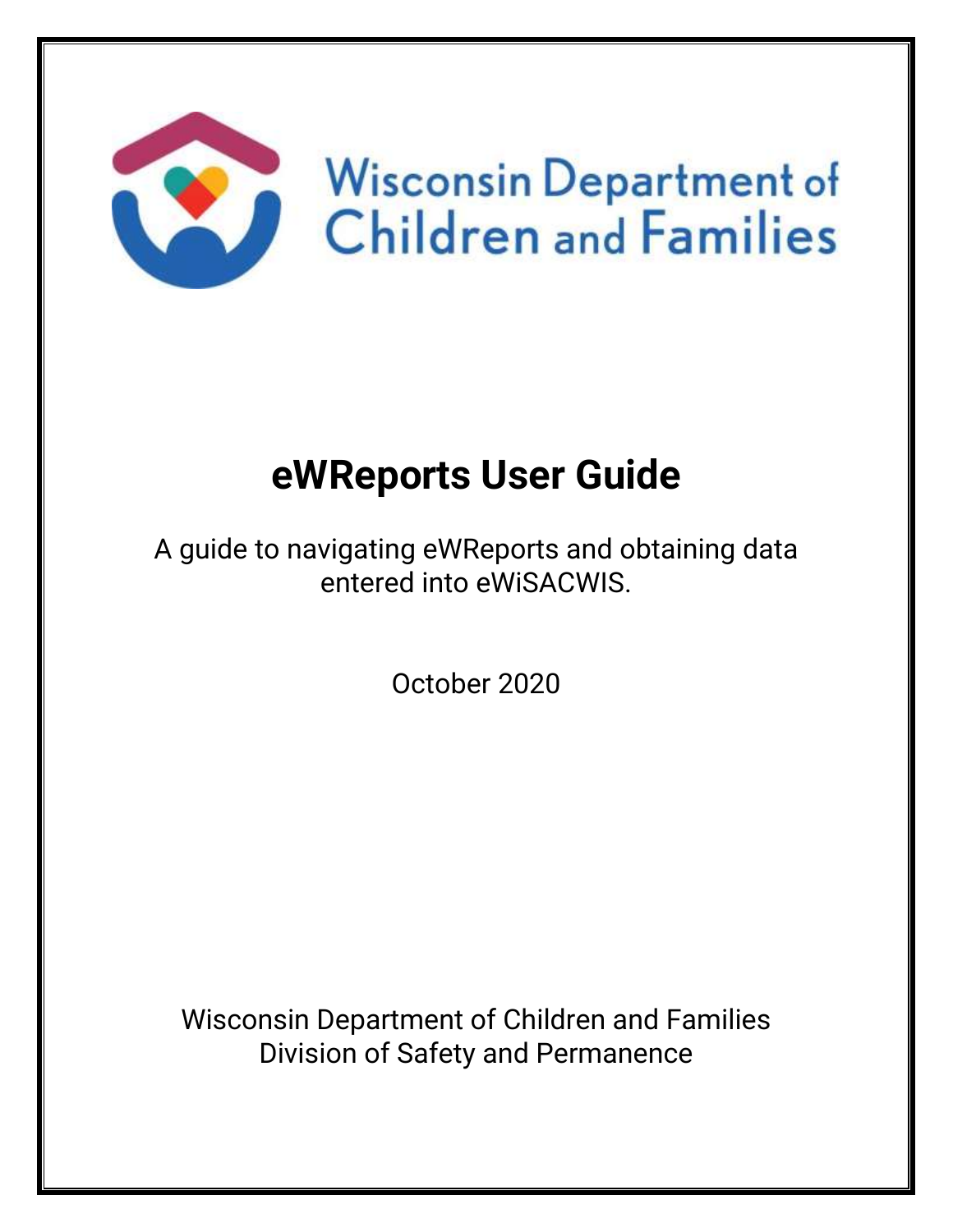Wisconsin Department of Children and Families

# eWReports User Guide

A guide to navigating eWReports and obtaining data entered into eWiSACWIS.

October 2020

Wisconsin Department of Children and Families
Division of Safety and Permanence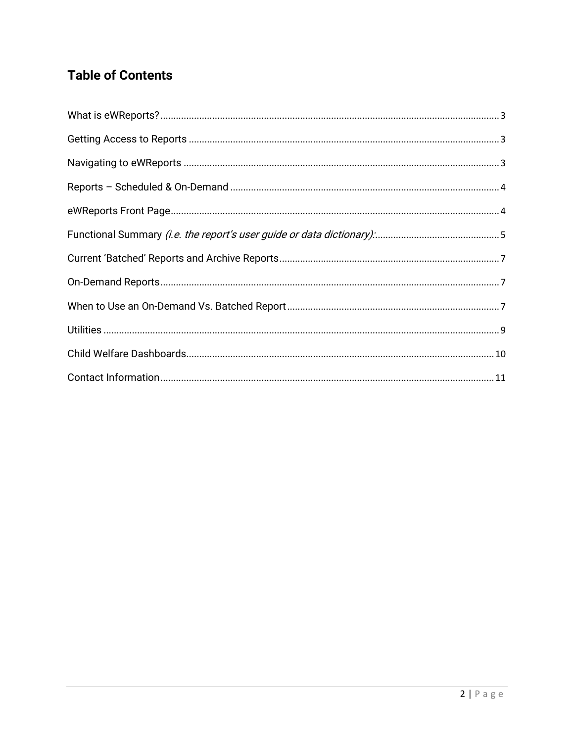## Table of Contents

| | |
|---|---|
| What is eWReports? | 3 |
| Getting Access to Reports | 3 |
| Navigating to eWReports | 3 |
| Reports – Scheduled & On-Demand | 4 |
| eWReports Front Page | 4 |
| Functional Summary *(i.e. the report's user guide or data dictionary):* | 5 |
| Current 'Batched' Reports and Archive Reports | 7 |
| On-Demand Reports | 7 |
| When to Use an On-Demand Vs. Batched Report | 7 |
| Utilities | 9 |
| Child Welfare Dashboards | 10 |
| Contact Information | 11 |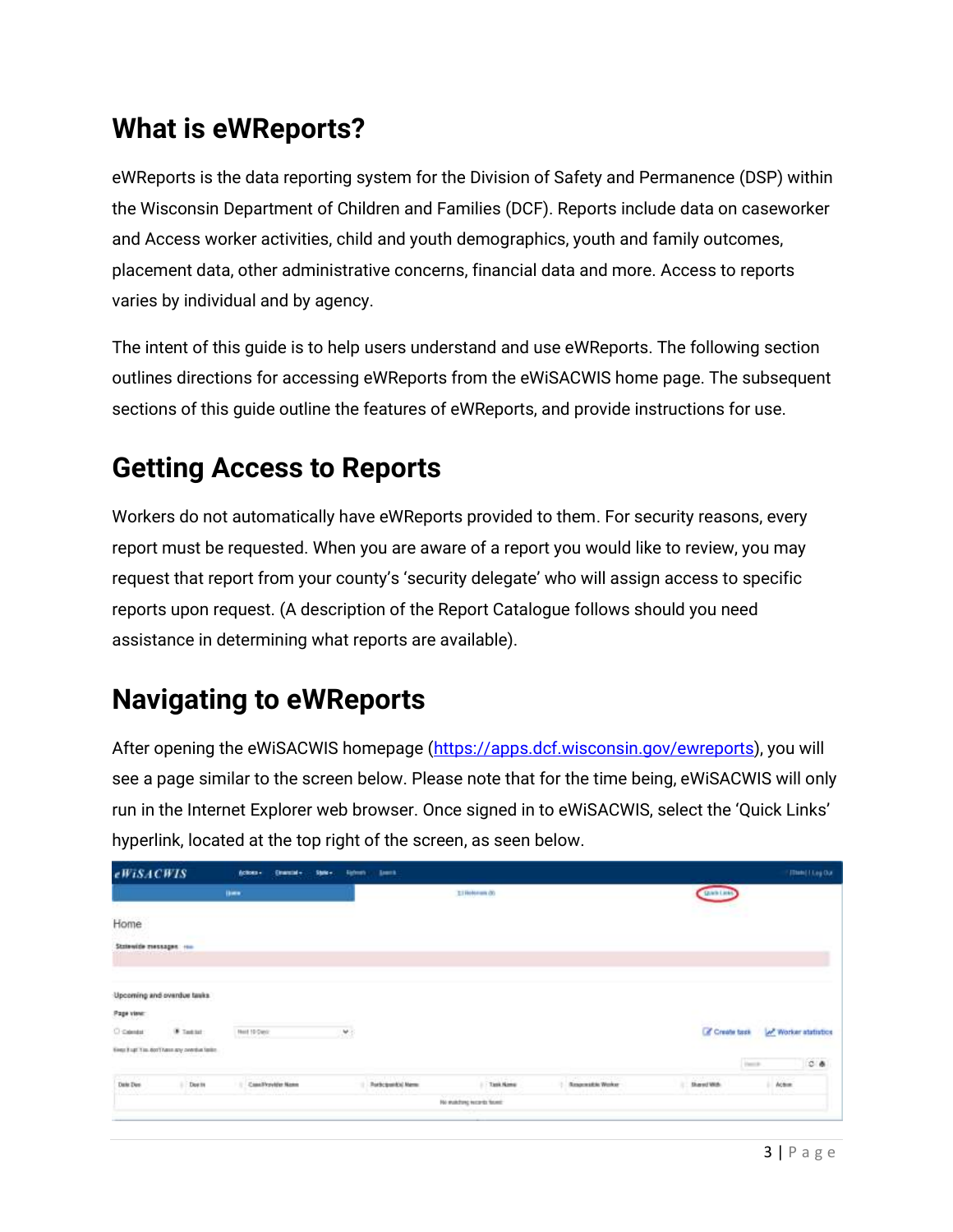# What is eWReports?

eWReports is the data reporting system for the Division of Safety and Permanence (DSP) within the Wisconsin Department of Children and Families (DCF). Reports include data on caseworker and Access worker activities, child and youth demographics, youth and family outcomes, placement data, other administrative concerns, financial data and more. Access to reports varies by individual and by agency.

The intent of this guide is to help users understand and use eWReports. The following section outlines directions for accessing eWReports from the eWiSACWIS home page. The subsequent sections of this guide outline the features of eWReports, and provide instructions for use.

# Getting Access to Reports

Workers do not automatically have eWReports provided to them. For security reasons, every report must be requested. When you are aware of a report you would like to review, you may request that report from your county's 'security delegate' who will assign access to specific reports upon request. (A description of the Report Catalogue follows should you need assistance in determining what reports are available).

# Navigating to eWReports

After opening the eWiSACWIS homepage ([https://apps.dcf.wisconsin.gov/ewreports](https://apps.dcf.wisconsin.gov/ewreports)), you will see a page similar to the screen below. Please note that for the time being, eWiSACWIS will only run in the Internet Explorer web browser. Once signed in to eWiSACWIS, select the 'Quick Links' hyperlink, located at the top right of the screen, as seen below.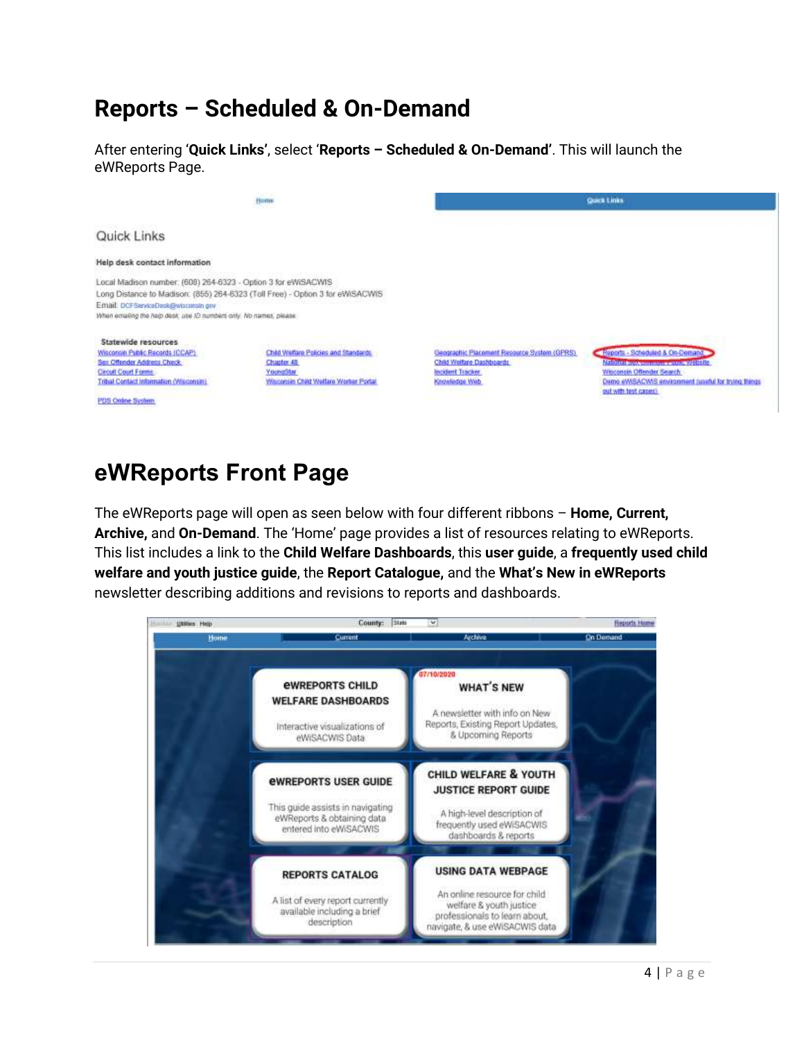## Reports – Scheduled & On-Demand

After entering '**Quick Links'**, select '**Reports – Scheduled & On-Demand'**. This will launch the eWReports Page.

## eWReports Front Page

The eWReports page will open as seen below with four different ribbons – **Home, Current, Archive,** and **On-Demand**. The 'Home' page provides a list of resources relating to eWReports. This list includes a link to the **Child Welfare Dashboards**, this **user guide**, a **frequently used child welfare and youth justice guide**, the **Report Catalogue,** and the **What's New in eWReports** newsletter describing additions and revisions to reports and dashboards.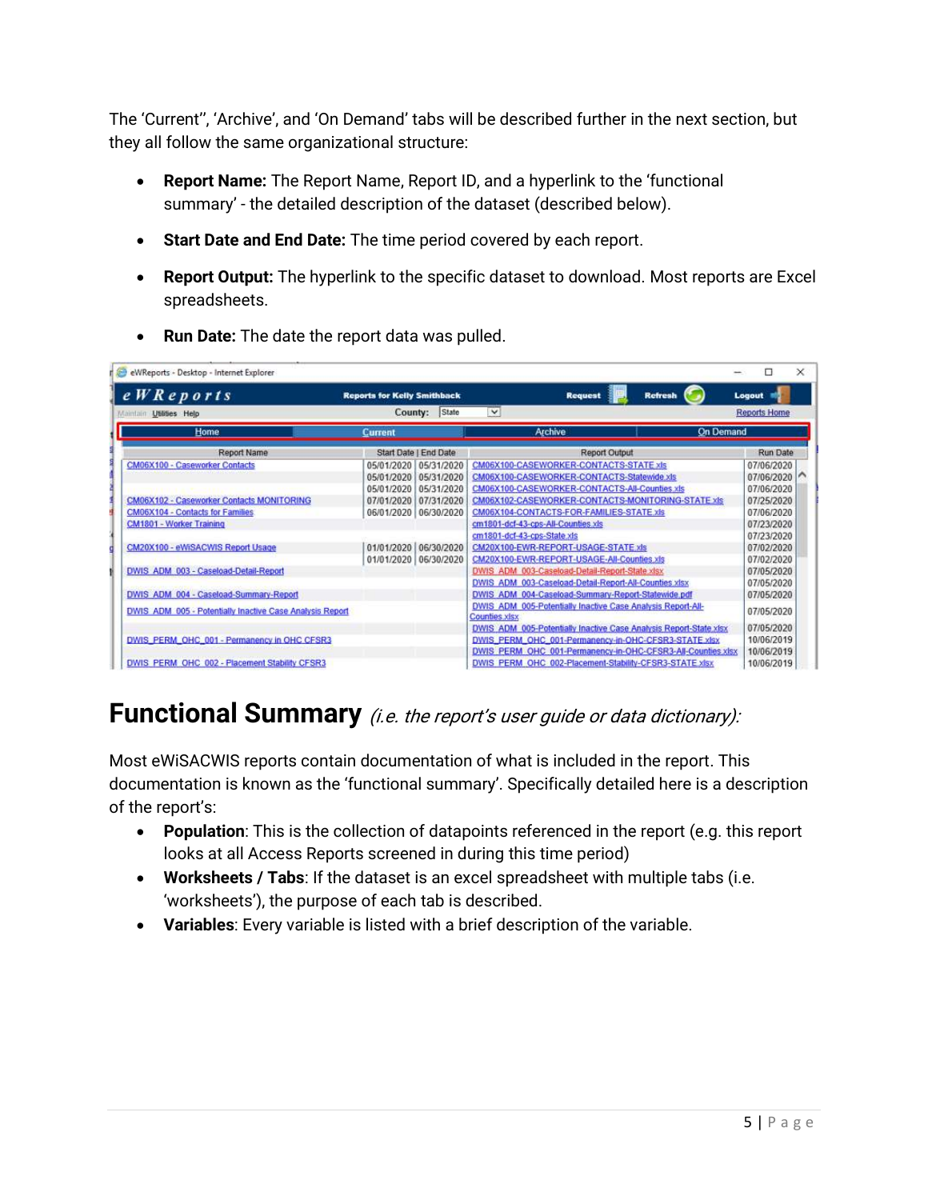The 'Current'', 'Archive', and 'On Demand' tabs will be described further in the next section, but they all follow the same organizational structure:

- **Report Name:** The Report Name, Report ID, and a hyperlink to the 'functional summary' - the detailed description of the dataset (described below).
- **Start Date and End Date:** The time period covered by each report.
- **Report Output:** The hyperlink to the specific dataset to download. Most reports are Excel spreadsheets.
- **Run Date:** The date the report data was pulled.

| Report Name | Start Date | End Date | Report Output | Run Date |
|---|---|---|---|---|
| CM06X100 - Caseworker Contacts | 05/01/2020 | 05/31/2020 | CM06X100-CASEWORKER-CONTACTS-STATE.xls | 07/06/2020 |
| | 05/01/2020 | 05/31/2020 | CM06X100-CASEWORKER-CONTACTS-Statewide.xls | 07/06/2020 |
| | 05/01/2020 | 05/31/2020 | CM06X100-CASEWORKER-CONTACTS-All-Counties.xls | 07/06/2020 |
| CM06X102 - Caseworker Contacts MONITORING | 07/01/2020 | 07/31/2020 | CM06X102-CASEWORKER-CONTACTS-MONITORING-STATE.xls | 07/25/2020 |
| CM06X104 - Contacts for Families | 06/01/2020 | 06/30/2020 | CM06X104-CONTACTS-FOR-FAMILIES-STATE.xls | 07/06/2020 |
| CM1801 - Worker Training | | | cm1801-dcf-43-cps-All-Counties.xls | 07/23/2020 |
| | | | cm1801-dcf-43-cps-State.xls | 07/23/2020 |
| CM20X100 - eWiSACWIS Report Usage | 01/01/2020 | 06/30/2020 | CM20X100-EWR-REPORT-USAGE-STATE.xls | 07/02/2020 |
| | 01/01/2020 | 06/30/2020 | CM20X100-EWR-REPORT-USAGE-All-Counties.xls | 07/02/2020 |
| DWIS_ADM_003 - Caseload-Detail-Report | | | DWIS_ADM_003-Caseload-Detail-Report-State.xlsx | 07/05/2020 |
| | | | DWIS_ADM_003-Caseload-Detail-Report-All-Counties.xlsx | 07/05/2020 |
| DWIS_ADM_004 - Caseload-Summary-Report | | | DWIS_ADM_004-Caseload-Summary-Report-Statewide.pdf | 07/05/2020 |
| DWIS_ADM_005 - Potentially Inactive Case Analysis Report | | | DWIS_ADM_005-Potentially Inactive Case Analysis Report-All-Counties.xlsx | 07/05/2020 |
| | | | DWIS_ADM_005-Potentially Inactive Case Analysis Report-State.xlsx | 07/05/2020 |
| DWIS_PERM_OHC_001 - Permanency in OHC CFSR3 | | | DWIS_PERM_OHC_001-Permanency-in-OHC-CFSR3-STATE.xlsx | 10/06/2019 |
| | | | DWIS_PERM_OHC_001-Permanency-in-OHC-CFSR3-All-Counties.xlsx | 10/06/2019 |
| DWIS_PERM_OHC_002 - Placement Stability CFSR3 | | | DWIS_PERM_OHC_002-Placement-Stability-CFSR3-STATE.xlsx | 10/06/2019 |

## Functional Summary *(i.e. the report's user guide or data dictionary):*

Most eWiSACWIS reports contain documentation of what is included in the report. This documentation is known as the 'functional summary'. Specifically detailed here is a description of the report's:

- **Population**: This is the collection of datapoints referenced in the report (e.g. this report looks at all Access Reports screened in during this time period)
- **Worksheets / Tabs**: If the dataset is an excel spreadsheet with multiple tabs (i.e. 'worksheets'), the purpose of each tab is described.
- **Variables**: Every variable is listed with a brief description of the variable.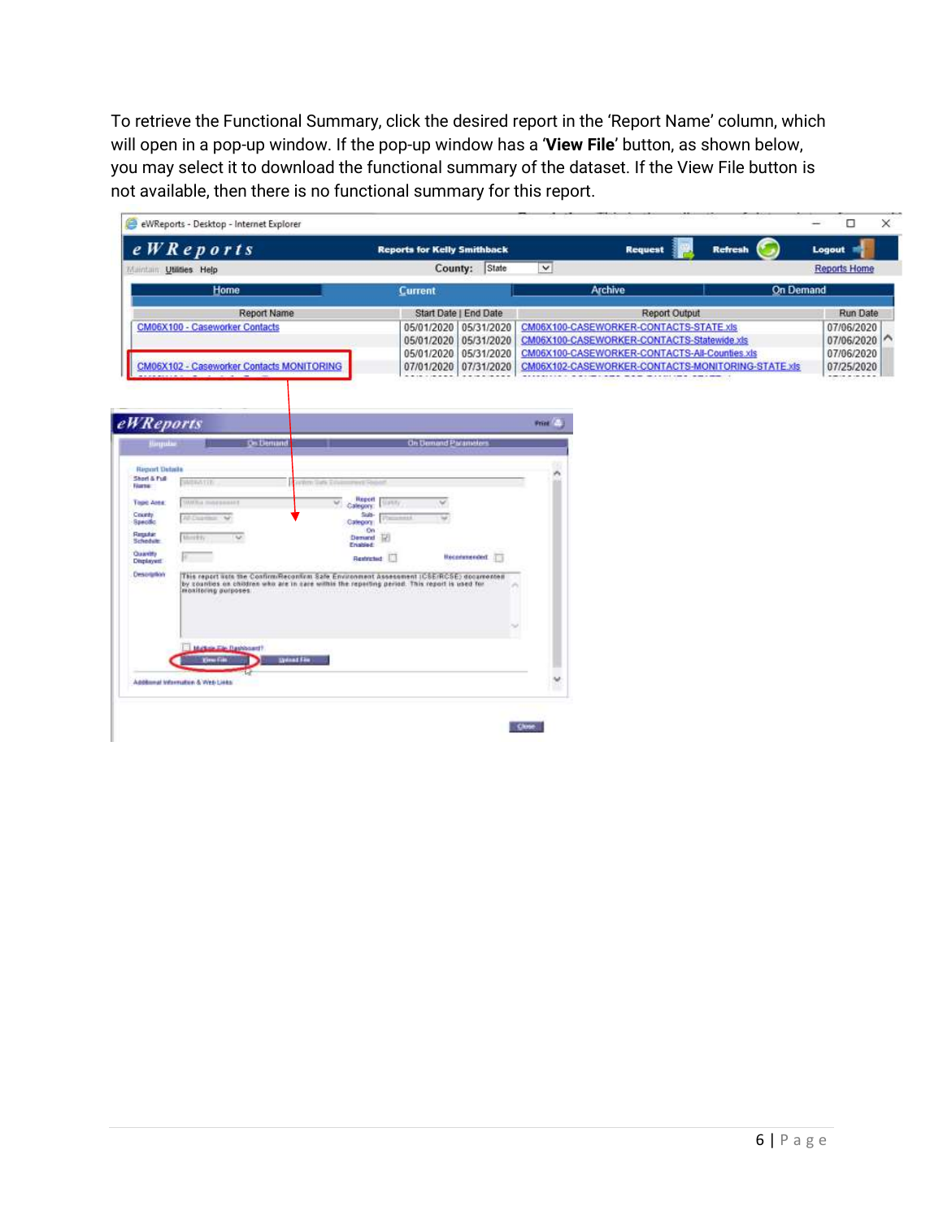To retrieve the Functional Summary, click the desired report in the 'Report Name' column, which will open in a pop-up window. If the pop-up window has a '**View File**' button, as shown below, you may select it to download the functional summary of the dataset. If the View File button is not available, then there is no functional summary for this report.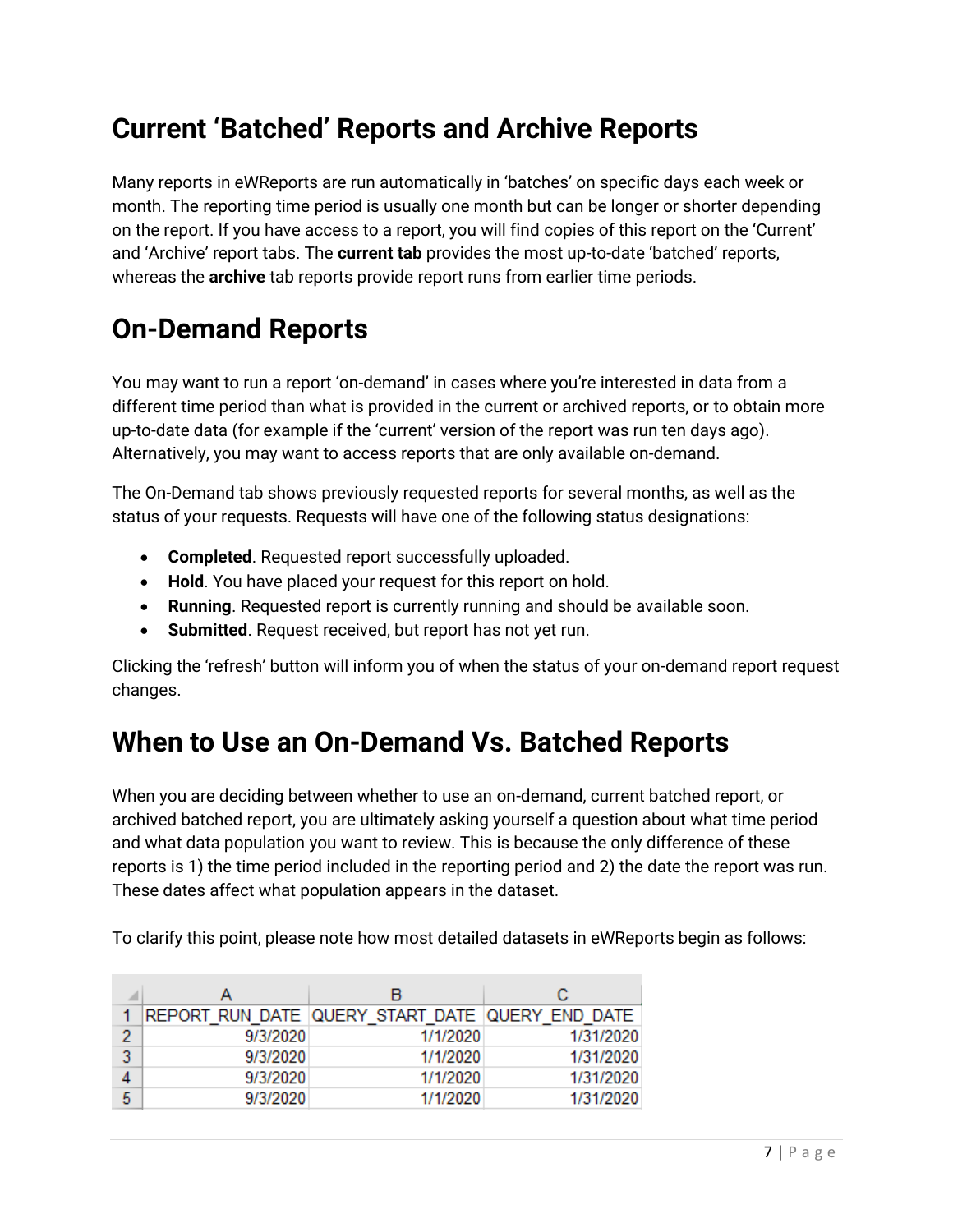## Current 'Batched' Reports and Archive Reports

Many reports in eWReports are run automatically in 'batches' on specific days each week or month. The reporting time period is usually one month but can be longer or shorter depending on the report. If you have access to a report, you will find copies of this report on the 'Current' and 'Archive' report tabs. The **current tab** provides the most up-to-date 'batched' reports, whereas the **archive** tab reports provide report runs from earlier time periods.

## On-Demand Reports

You may want to run a report 'on-demand' in cases where you're interested in data from a different time period than what is provided in the current or archived reports, or to obtain more up-to-date data (for example if the 'current' version of the report was run ten days ago). Alternatively, you may want to access reports that are only available on-demand.

The On-Demand tab shows previously requested reports for several months, as well as the status of your requests. Requests will have one of the following status designations:

- **Completed**. Requested report successfully uploaded.
- **Hold**. You have placed your request for this report on hold.
- **Running**. Requested report is currently running and should be available soon.
- **Submitted**. Request received, but report has not yet run.

Clicking the 'refresh' button will inform you of when the status of your on-demand report request changes.

## When to Use an On-Demand Vs. Batched Reports

When you are deciding between whether to use an on-demand, current batched report, or archived batched report, you are ultimately asking yourself a question about what time period and what data population you want to review. This is because the only difference of these reports is 1) the time period included in the reporting period and 2) the date the report was run. These dates affect what population appears in the dataset.

To clarify this point, please note how most detailed datasets in eWReports begin as follows:

| | A | B | C |
|---|---|---|---|
| 1 | REPORT_RUN_DATE | QUERY_START_DATE | QUERY_END_DATE |
| 2 | 9/3/2020 | 1/1/2020 | 1/31/2020 |
| 3 | 9/3/2020 | 1/1/2020 | 1/31/2020 |
| 4 | 9/3/2020 | 1/1/2020 | 1/31/2020 |
| 5 | 9/3/2020 | 1/1/2020 | 1/31/2020 |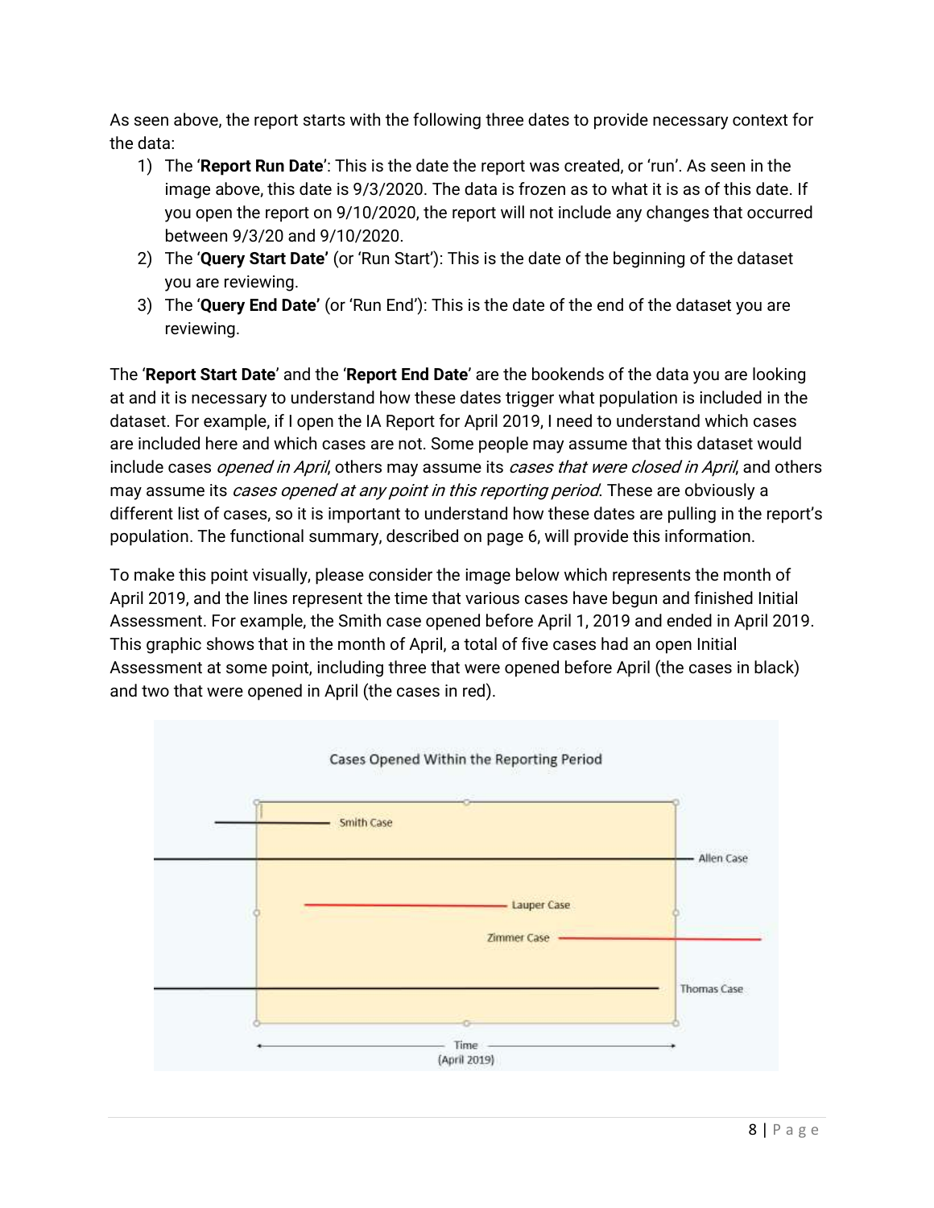As seen above, the report starts with the following three dates to provide necessary context for the data:

1) The '**Report Run Date**': This is the date the report was created, or 'run'. As seen in the image above, this date is 9/3/2020. The data is frozen as to what it is as of this date. If you open the report on 9/10/2020, the report will not include any changes that occurred between 9/3/20 and 9/10/2020.
2) The '**Query Start Date'** (or 'Run Start'): This is the date of the beginning of the dataset you are reviewing.
3) The '**Query End Date'** (or 'Run End'): This is the date of the end of the dataset you are reviewing.

The '**Report Start Date**' and the '**Report End Date**' are the bookends of the data you are looking at and it is necessary to understand how these dates trigger what population is included in the dataset. For example, if I open the IA Report for April 2019, I need to understand which cases are included here and which cases are not. Some people may assume that this dataset would include cases *opened in April*, others may assume its *cases that were closed in April*, and others may assume its *cases opened at any point in this reporting period*. These are obviously a different list of cases, so it is important to understand how these dates are pulling in the report's population. The functional summary, described on page 6, will provide this information.

To make this point visually, please consider the image below which represents the month of April 2019, and the lines represent the time that various cases have begun and finished Initial Assessment. For example, the Smith case opened before April 1, 2019 and ended in April 2019. This graphic shows that in the month of April, a total of five cases had an open Initial Assessment at some point, including three that were opened before April (the cases in black) and two that were opened in April (the cases in red).

Cases Opened Within the Reporting Period

Smith Case

Allen Case

Lauper Case

Zimmer Case

Thomas Case

Time (April 2019)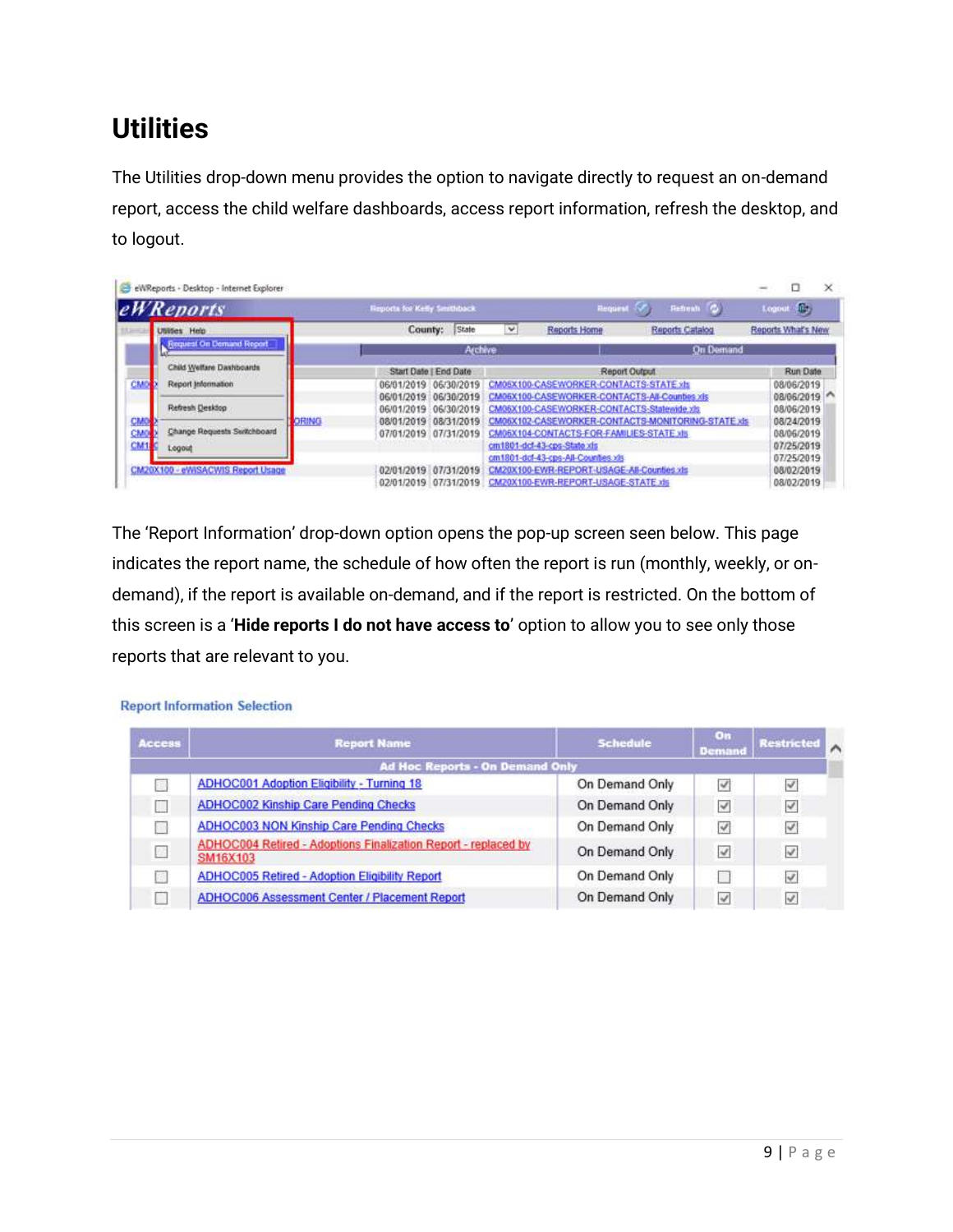# Utilities

The Utilities drop-down menu provides the option to navigate directly to request an on-demand report, access the child welfare dashboards, access report information, refresh the desktop, and to logout.

The 'Report Information' drop-down option opens the pop-up screen seen below. This page indicates the report name, the schedule of how often the report is run (monthly, weekly, or on-demand), if the report is available on-demand, and if the report is restricted. On the bottom of this screen is a '**Hide reports I do not have access to**' option to allow you to see only those reports that are relevant to you.

**Report Information Selection**

| Access | Report Name | Schedule | On Demand | Restricted |
|---|---|---|---|---|
| | **Ad Hoc Reports - On Demand Only** | | | |
| ☐ | ADHOC001 Adoption Eligibility - Turning 18 | On Demand Only | ☑ | ☑ |
| ☐ | ADHOC002 Kinship Care Pending Checks | On Demand Only | ☑ | ☑ |
| ☐ | ADHOC003 NON Kinship Care Pending Checks | On Demand Only | ☑ | ☑ |
| ☐ | ADHOC004 Retired - Adoptions Finalization Report - replaced by SM16X103 | On Demand Only | ☑ | ☑ |
| ☐ | ADHOC005 Retired - Adoption Eligibility Report | On Demand Only | ☐ | ☑ |
| ☐ | ADHOC006 Assessment Center / Placement Report | On Demand Only | ☑ | ☑ |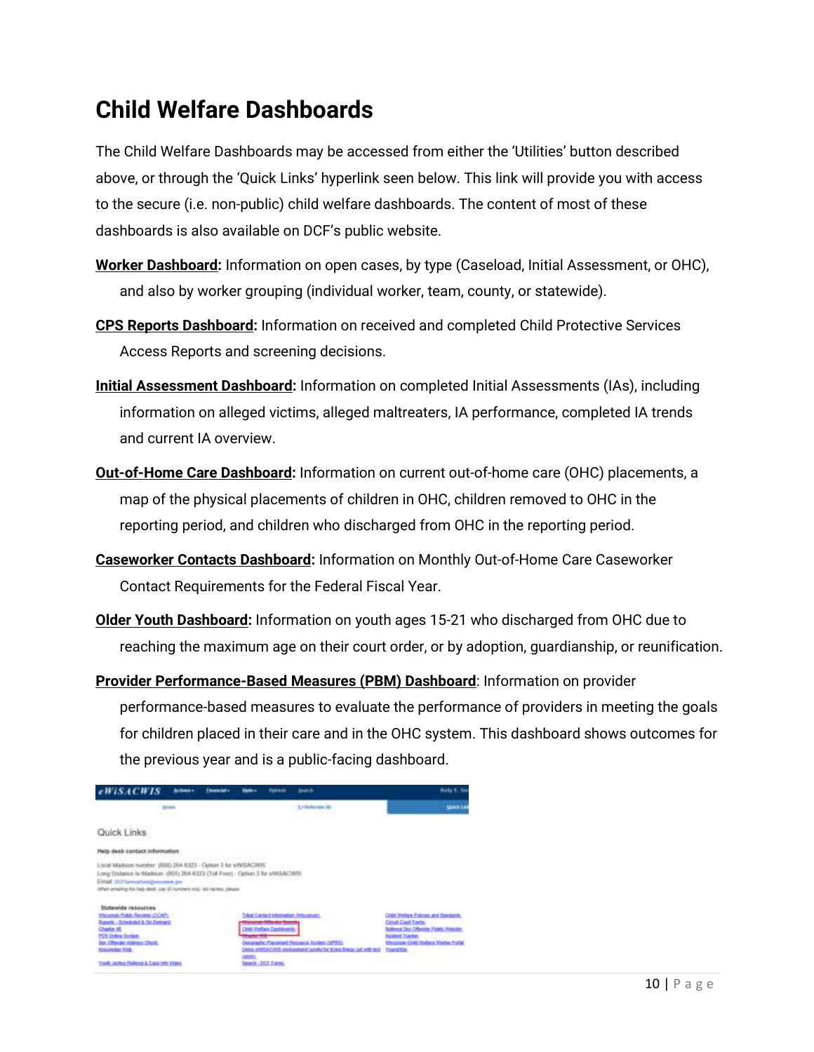# Child Welfare Dashboards

The Child Welfare Dashboards may be accessed from either the 'Utilities' button described above, or through the 'Quick Links' hyperlink seen below. This link will provide you with access to the secure (i.e. non-public) child welfare dashboards. The content of most of these dashboards is also available on DCF's public website.

**Worker Dashboard:** Information on open cases, by type (Caseload, Initial Assessment, or OHC), and also by worker grouping (individual worker, team, county, or statewide).

**CPS Reports Dashboard:** Information on received and completed Child Protective Services Access Reports and screening decisions.

**Initial Assessment Dashboard:** Information on completed Initial Assessments (IAs), including information on alleged victims, alleged maltreaters, IA performance, completed IA trends and current IA overview.

**Out-of-Home Care Dashboard:** Information on current out-of-home care (OHC) placements, a map of the physical placements of children in OHC, children removed to OHC in the reporting period, and children who discharged from OHC in the reporting period.

**Caseworker Contacts Dashboard:** Information on Monthly Out-of-Home Care Caseworker Contact Requirements for the Federal Fiscal Year.

**Older Youth Dashboard:** Information on youth ages 15-21 who discharged from OHC due to reaching the maximum age on their court order, or by adoption, guardianship, or reunification.

**Provider Performance-Based Measures (PBM) Dashboard**: Information on provider performance-based measures to evaluate the performance of providers in meeting the goals for children placed in their care and in the OHC system. This dashboard shows outcomes for the previous year and is a public-facing dashboard.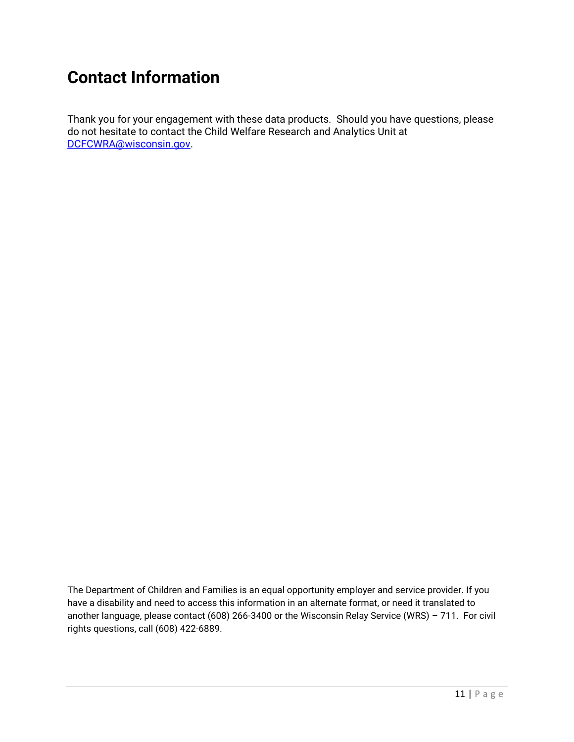# Contact Information

Thank you for your engagement with these data products. Should you have questions, please do not hesitate to contact the Child Welfare Research and Analytics Unit at DCFCWRA@wisconsin.gov.

The Department of Children and Families is an equal opportunity employer and service provider. If you have a disability and need to access this information in an alternate format, or need it translated to another language, please contact (608) 266-3400 or the Wisconsin Relay Service (WRS) – 711. For civil rights questions, call (608) 422-6889.